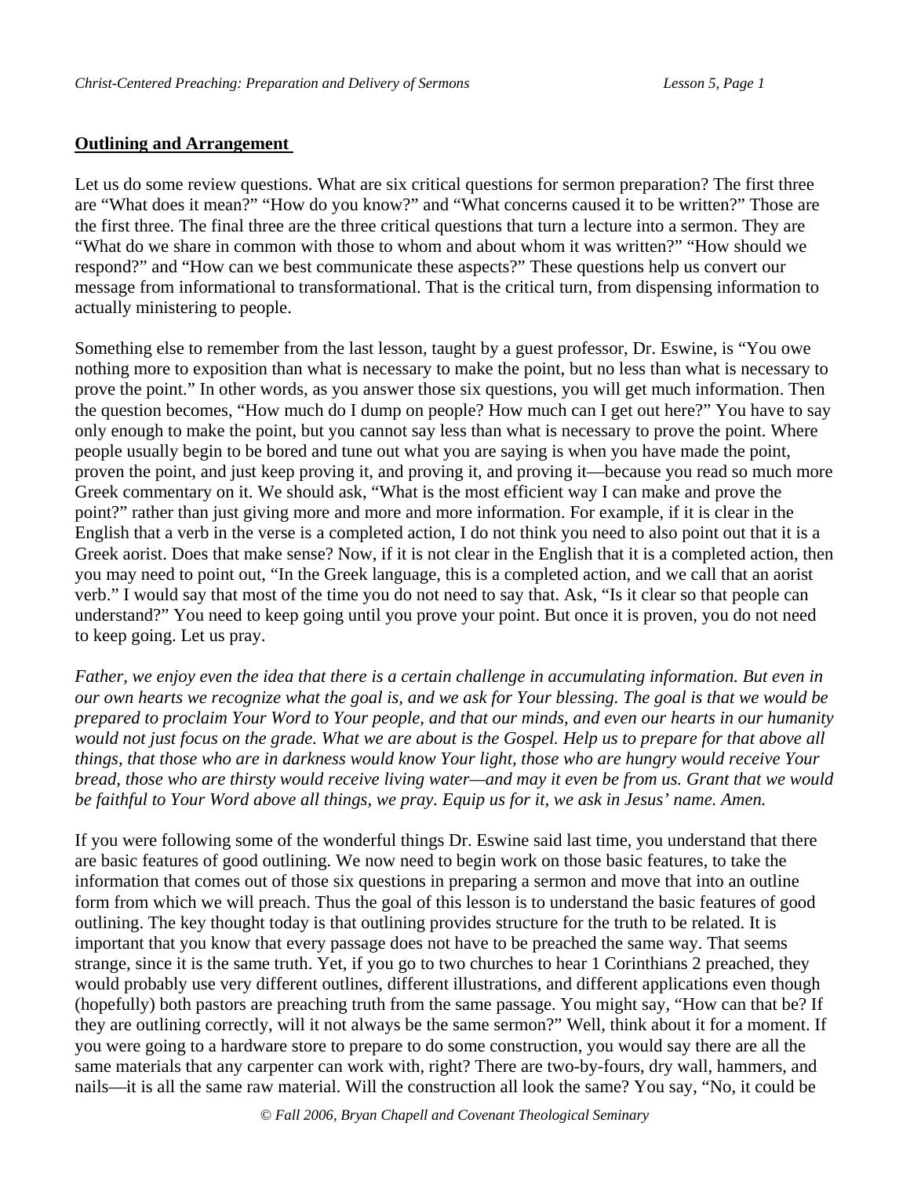## Outlining and Arrangement

Let us do some review questions. What are six critical questions for sermon preparation? The first three are "What does it mean?" "How do you know?" and "What concerns caused it to be written?" Those are the first three. The final three are the three critical questions that turn a lecture into a sermon. They are "What do we share in common with those to whom and about whom it was written?" "How should we respond?" and "How can we best communicate these aspects?" These questions help us convert our message from informational to transformational. That is the critical turn, from dispensing information to actually ministering to people.

Something else to remember from the last lesson, taught by a guest professor, Dr. Eswine, is "You owe nothing more to exposition than what is necessary to make the point, but no less than what is necessary to prove the point." In other words, as you answer those six questions, you will get much information. Then the question becomes, "How much do I dump on people? How much can I get out here?" You have to say only enough to make the point, but you cannot say less than what is necessary to prove the point. Where people usually begin to be bored and tune out what you are saying is when you have made the point, proven the point, and just keep proving it, and proving it, and proving it—because you read so much more Greek commentary on it. We should ask, "What is the most efficient way I can make and prove the point?" rather than just giving more and more and more information. For example, if it is clear in the English that a verb in the verse is a completed action, I do not think you need to also point out that it is a Greek aorist. Does that make sense? Now, if it is not clear in the English that it is a completed action, then you may need to point out, "In the Greek language, this is a completed action, and we call that an aorist verb." I would say that most of the time you do not need to say that. Ask, "Is it clear so that people can understand?" You need to keep going until you prove your point. But once it is proven, you do not need to keep going. Let us pray.

*Father, we enjoy even the idea that there is a certain challenge in accumulating information. But even in our own hearts we recognize what the goal is, and we ask for Your blessing. The goal is that we would be prepared to proclaim Your Word to Your people, and that our minds, and even our hearts in our humanity would not just focus on the grade. What we are about is the Gospel. Help us to prepare for that above all things, that those who are in darkness would know Your light, those who are hungry would receive Your bread, those who are thirsty would receive living water—and may it even be from us. Grant that we would be faithful to Your Word above all things, we pray. Equip us for it, we ask in Jesus' name. Amen.*

If you were following some of the wonderful things Dr. Eswine said last time, you understand that there are basic features of good outlining. We now need to begin work on those basic features, to take the information that comes out of those six questions in preparing a sermon and move that into an outline form from which we will preach. Thus the goal of this lesson is to understand the basic features of good outlining. The key thought today is that outlining provides structure for the truth to be related. It is important that you know that every passage does not have to be preached the same way. That seems strange, since it is the same truth. Yet, if you go to two churches to hear 1 Corinthians 2 preached, they would probably use very different outlines, different illustrations, and different applications even though (hopefully) both pastors are preaching truth from the same passage. You might say, "How can that be? If they are outlining correctly, will it not always be the same sermon?" Well, think about it for a moment. If you were going to a hardware store to prepare to do some construction, you would say there are all the same materials that any carpenter can work with, right? There are two-by-fours, dry wall, hammers, and nails—it is all the same raw material. Will the construction all look the same? You say, "No, it could be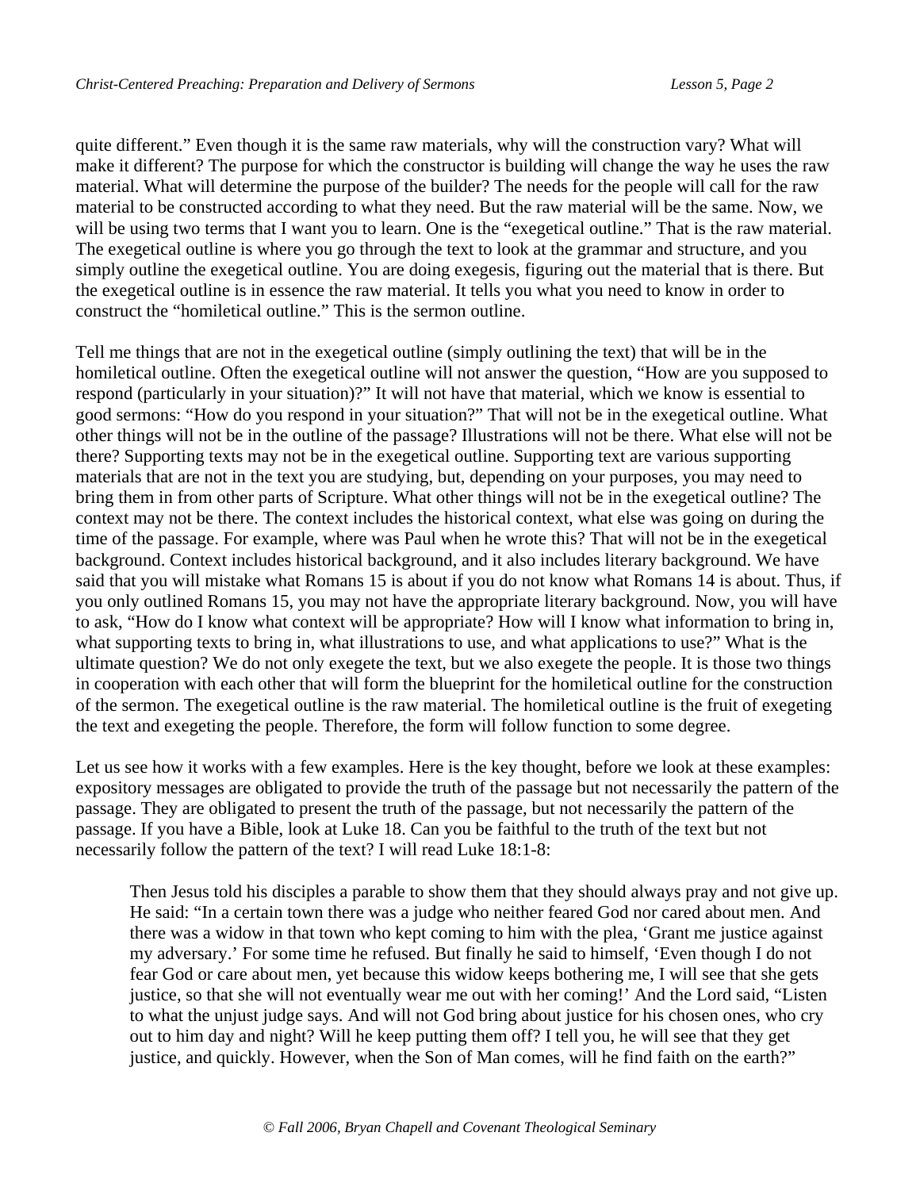quite different." Even though it is the same raw materials, why will the construction vary? What will make it different? The purpose for which the constructor is building will change the way he uses the raw material. What will determine the purpose of the builder? The needs for the people will call for the raw material to be constructed according to what they need. But the raw material will be the same. Now, we will be using two terms that I want you to learn. One is the "exegetical outline." That is the raw material. The exegetical outline is where you go through the text to look at the grammar and structure, and you simply outline the exegetical outline. You are doing exegesis, figuring out the material that is there. But the exegetical outline is in essence the raw material. It tells you what you need to know in order to construct the "homiletical outline." This is the sermon outline.

Tell me things that are not in the exegetical outline (simply outlining the text) that will be in the homiletical outline. Often the exegetical outline will not answer the question, "How are you supposed to respond (particularly in your situation)?" It will not have that material, which we know is essential to good sermons: "How do you respond in your situation?" That will not be in the exegetical outline. What other things will not be in the outline of the passage? Illustrations will not be there. What else will not be there? Supporting texts may not be in the exegetical outline. Supporting text are various supporting materials that are not in the text you are studying, but, depending on your purposes, you may need to bring them in from other parts of Scripture. What other things will not be in the exegetical outline? The context may not be there. The context includes the historical context, what else was going on during the time of the passage. For example, where was Paul when he wrote this? That will not be in the exegetical background. Context includes historical background, and it also includes literary background. We have said that you will mistake what Romans 15 is about if you do not know what Romans 14 is about. Thus, if you only outlined Romans 15, you may not have the appropriate literary background. Now, you will have to ask, "How do I know what context will be appropriate? How will I know what information to bring in, what supporting texts to bring in, what illustrations to use, and what applications to use?" What is the ultimate question? We do not only exegete the text, but we also exegete the people. It is those two things in cooperation with each other that will form the blueprint for the homiletical outline for the construction of the sermon. The exegetical outline is the raw material. The homiletical outline is the fruit of exegeting the text and exegeting the people. Therefore, the form will follow function to some degree.

Let us see how it works with a few examples. Here is the key thought, before we look at these examples: expository messages are obligated to provide the truth of the passage but not necessarily the pattern of the passage. They are obligated to present the truth of the passage, but not necessarily the pattern of the passage. If you have a Bible, look at Luke 18. Can you be faithful to the truth of the text but not necessarily follow the pattern of the text? I will read Luke 18:1-8:

> Then Jesus told his disciples a parable to show them that they should always pray and not give up. He said: "In a certain town there was a judge who neither feared God nor cared about men. And there was a widow in that town who kept coming to him with the plea, 'Grant me justice against my adversary.' For some time he refused. But finally he said to himself, 'Even though I do not fear God or care about men, yet because this widow keeps bothering me, I will see that she gets justice, so that she will not eventually wear me out with her coming!' And the Lord said, "Listen to what the unjust judge says. And will not God bring about justice for his chosen ones, who cry out to him day and night? Will he keep putting them off? I tell you, he will see that they get justice, and quickly. However, when the Son of Man comes, will he find faith on the earth?"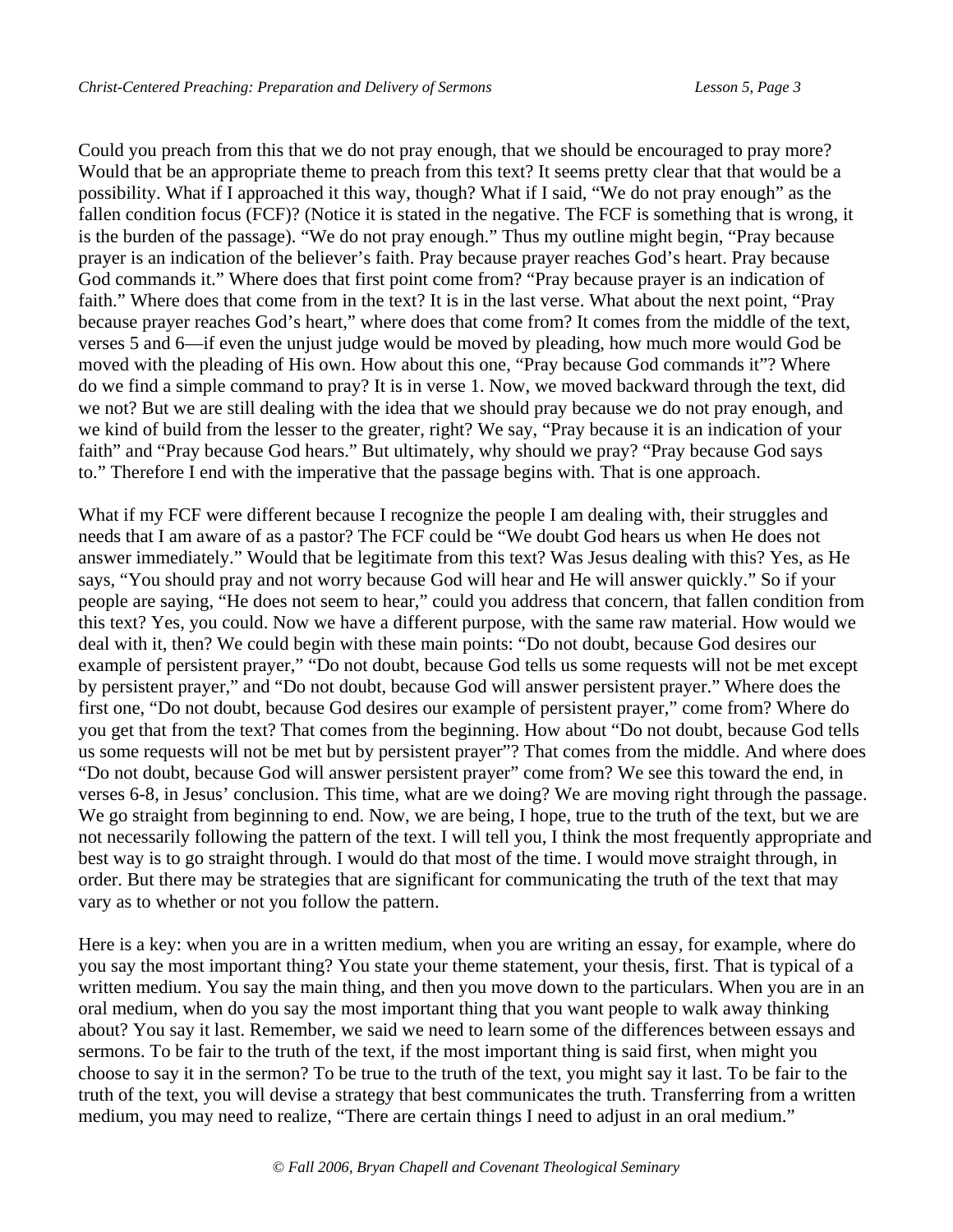Could you preach from this that we do not pray enough, that we should be encouraged to pray more? Would that be an appropriate theme to preach from this text? It seems pretty clear that that would be a possibility. What if I approached it this way, though? What if I said, "We do not pray enough" as the fallen condition focus (FCF)? (Notice it is stated in the negative. The FCF is something that is wrong, it is the burden of the passage). "We do not pray enough." Thus my outline might begin, "Pray because prayer is an indication of the believer's faith. Pray because prayer reaches God's heart. Pray because God commands it." Where does that first point come from? "Pray because prayer is an indication of faith." Where does that come from in the text? It is in the last verse. What about the next point, "Pray because prayer reaches God's heart," where does that come from? It comes from the middle of the text, verses 5 and 6—if even the unjust judge would be moved by pleading, how much more would God be moved with the pleading of His own. How about this one, "Pray because God commands it"? Where do we find a simple command to pray? It is in verse 1. Now, we moved backward through the text, did we not? But we are still dealing with the idea that we should pray because we do not pray enough, and we kind of build from the lesser to the greater, right? We say, "Pray because it is an indication of your faith" and "Pray because God hears." But ultimately, why should we pray? "Pray because God says to." Therefore I end with the imperative that the passage begins with. That is one approach.

What if my FCF were different because I recognize the people I am dealing with, their struggles and needs that I am aware of as a pastor? The FCF could be "We doubt God hears us when He does not answer immediately." Would that be legitimate from this text? Was Jesus dealing with this? Yes, as He says, "You should pray and not worry because God will hear and He will answer quickly." So if your people are saying, "He does not seem to hear," could you address that concern, that fallen condition from this text? Yes, you could. Now we have a different purpose, with the same raw material. How would we deal with it, then? We could begin with these main points: "Do not doubt, because God desires our example of persistent prayer," "Do not doubt, because God tells us some requests will not be met except by persistent prayer," and "Do not doubt, because God will answer persistent prayer." Where does the first one, "Do not doubt, because God desires our example of persistent prayer," come from? Where do you get that from the text? That comes from the beginning. How about "Do not doubt, because God tells us some requests will not be met but by persistent prayer"? That comes from the middle. And where does "Do not doubt, because God will answer persistent prayer" come from? We see this toward the end, in verses 6-8, in Jesus' conclusion. This time, what are we doing? We are moving right through the passage. We go straight from beginning to end. Now, we are being, I hope, true to the truth of the text, but we are not necessarily following the pattern of the text. I will tell you, I think the most frequently appropriate and best way is to go straight through. I would do that most of the time. I would move straight through, in order. But there may be strategies that are significant for communicating the truth of the text that may vary as to whether or not you follow the pattern.

Here is a key: when you are in a written medium, when you are writing an essay, for example, where do you say the most important thing? You state your theme statement, your thesis, first. That is typical of a written medium. You say the main thing, and then you move down to the particulars. When you are in an oral medium, when do you say the most important thing that you want people to walk away thinking about? You say it last. Remember, we said we need to learn some of the differences between essays and sermons. To be fair to the truth of the text, if the most important thing is said first, when might you choose to say it in the sermon? To be true to the truth of the text, you might say it last. To be fair to the truth of the text, you will devise a strategy that best communicates the truth. Transferring from a written medium, you may need to realize, "There are certain things I need to adjust in an oral medium."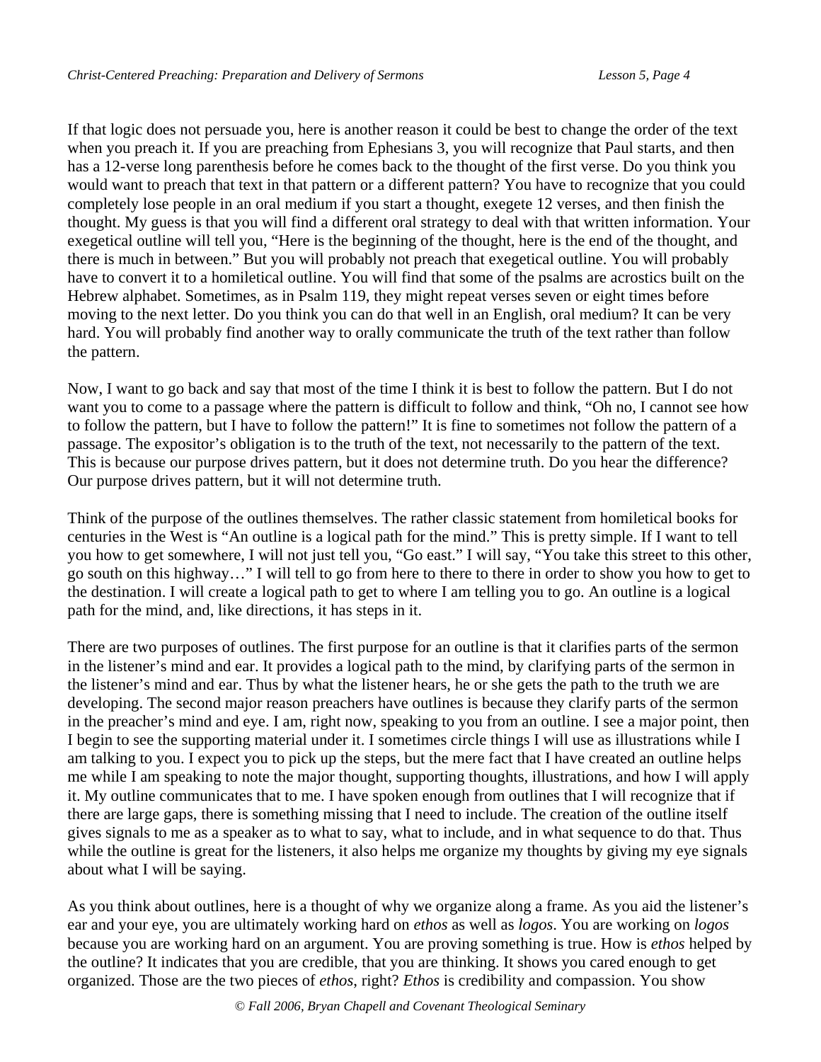If that logic does not persuade you, here is another reason it could be best to change the order of the text when you preach it. If you are preaching from Ephesians 3, you will recognize that Paul starts, and then has a 12-verse long parenthesis before he comes back to the thought of the first verse. Do you think you would want to preach that text in that pattern or a different pattern? You have to recognize that you could completely lose people in an oral medium if you start a thought, exegete 12 verses, and then finish the thought. My guess is that you will find a different oral strategy to deal with that written information. Your exegetical outline will tell you, "Here is the beginning of the thought, here is the end of the thought, and there is much in between." But you will probably not preach that exegetical outline. You will probably have to convert it to a homiletical outline. You will find that some of the psalms are acrostics built on the Hebrew alphabet. Sometimes, as in Psalm 119, they might repeat verses seven or eight times before moving to the next letter. Do you think you can do that well in an English, oral medium? It can be very hard. You will probably find another way to orally communicate the truth of the text rather than follow the pattern.

Now, I want to go back and say that most of the time I think it is best to follow the pattern. But I do not want you to come to a passage where the pattern is difficult to follow and think, "Oh no, I cannot see how to follow the pattern, but I have to follow the pattern!" It is fine to sometimes not follow the pattern of a passage. The expositor's obligation is to the truth of the text, not necessarily to the pattern of the text. This is because our purpose drives pattern, but it does not determine truth. Do you hear the difference? Our purpose drives pattern, but it will not determine truth.

Think of the purpose of the outlines themselves. The rather classic statement from homiletical books for centuries in the West is "An outline is a logical path for the mind." This is pretty simple. If I want to tell you how to get somewhere, I will not just tell you, "Go east." I will say, "You take this street to this other, go south on this highway…" I will tell to go from here to there to there in order to show you how to get to the destination. I will create a logical path to get to where I am telling you to go. An outline is a logical path for the mind, and, like directions, it has steps in it.

There are two purposes of outlines. The first purpose for an outline is that it clarifies parts of the sermon in the listener's mind and ear. It provides a logical path to the mind, by clarifying parts of the sermon in the listener's mind and ear. Thus by what the listener hears, he or she gets the path to the truth we are developing. The second major reason preachers have outlines is because they clarify parts of the sermon in the preacher's mind and eye. I am, right now, speaking to you from an outline. I see a major point, then I begin to see the supporting material under it. I sometimes circle things I will use as illustrations while I am talking to you. I expect you to pick up the steps, but the mere fact that I have created an outline helps me while I am speaking to note the major thought, supporting thoughts, illustrations, and how I will apply it. My outline communicates that to me. I have spoken enough from outlines that I will recognize that if there are large gaps, there is something missing that I need to include. The creation of the outline itself gives signals to me as a speaker as to what to say, what to include, and in what sequence to do that. Thus while the outline is great for the listeners, it also helps me organize my thoughts by giving my eye signals about what I will be saying.

As you think about outlines, here is a thought of why we organize along a frame. As you aid the listener's ear and your eye, you are ultimately working hard on *ethos* as well as *logos*. You are working on *logos* because you are working hard on an argument. You are proving something is true. How is *ethos* helped by the outline? It indicates that you are credible, that you are thinking. It shows you cared enough to get organized. Those are the two pieces of *ethos*, right? *Ethos* is credibility and compassion. You show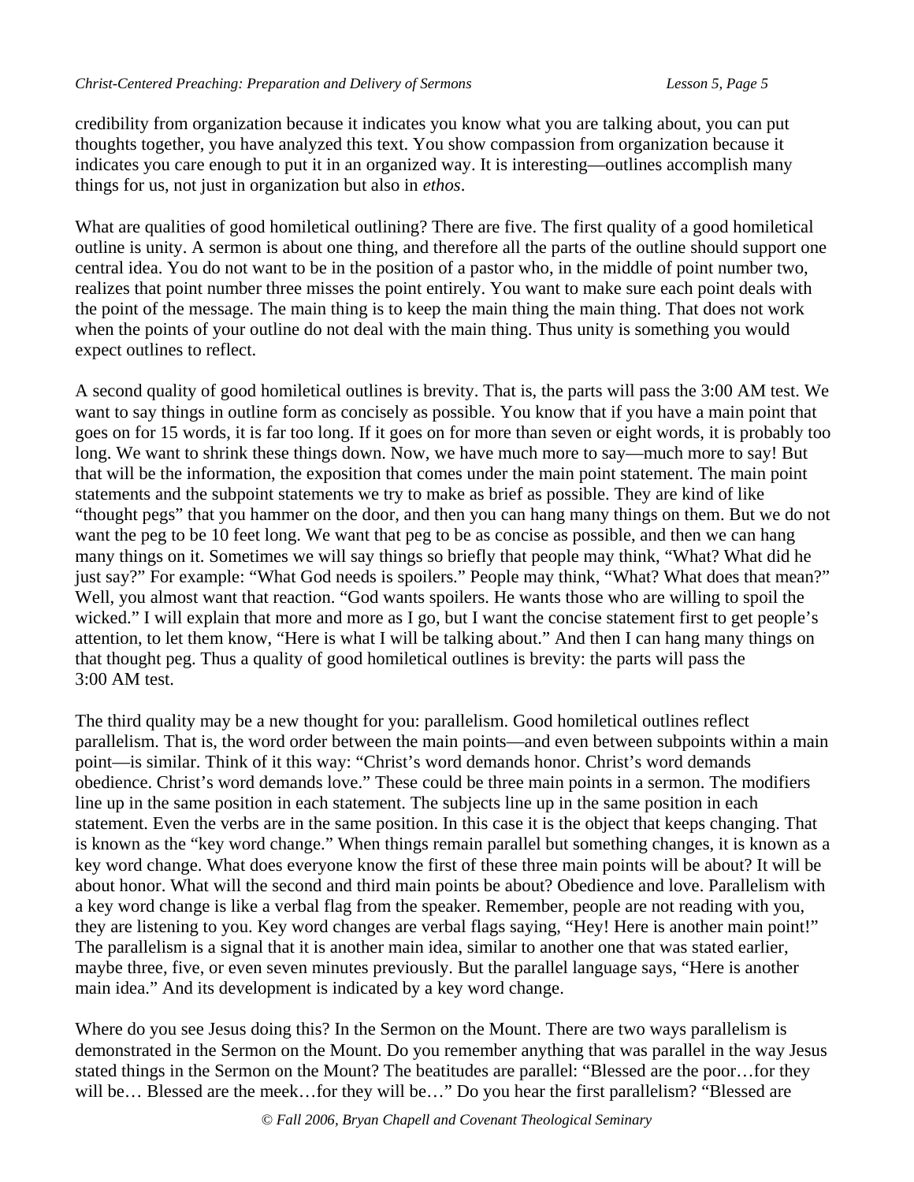credibility from organization because it indicates you know what you are talking about, you can put thoughts together, you have analyzed this text. You show compassion from organization because it indicates you care enough to put it in an organized way. It is interesting—outlines accomplish many things for us, not just in organization but also in *ethos*.

What are qualities of good homiletical outlining? There are five. The first quality of a good homiletical outline is unity. A sermon is about one thing, and therefore all the parts of the outline should support one central idea. You do not want to be in the position of a pastor who, in the middle of point number two, realizes that point number three misses the point entirely. You want to make sure each point deals with the point of the message. The main thing is to keep the main thing the main thing. That does not work when the points of your outline do not deal with the main thing. Thus unity is something you would expect outlines to reflect.

A second quality of good homiletical outlines is brevity. That is, the parts will pass the 3:00 AM test. We want to say things in outline form as concisely as possible. You know that if you have a main point that goes on for 15 words, it is far too long. If it goes on for more than seven or eight words, it is probably too long. We want to shrink these things down. Now, we have much more to say—much more to say! But that will be the information, the exposition that comes under the main point statement. The main point statements and the subpoint statements we try to make as brief as possible. They are kind of like "thought pegs" that you hammer on the door, and then you can hang many things on them. But we do not want the peg to be 10 feet long. We want that peg to be as concise as possible, and then we can hang many things on it. Sometimes we will say things so briefly that people may think, "What? What did he just say?" For example: "What God needs is spoilers." People may think, "What? What does that mean?" Well, you almost want that reaction. "God wants spoilers. He wants those who are willing to spoil the wicked." I will explain that more and more as I go, but I want the concise statement first to get people's attention, to let them know, "Here is what I will be talking about." And then I can hang many things on that thought peg. Thus a quality of good homiletical outlines is brevity: the parts will pass the 3:00 AM test.

The third quality may be a new thought for you: parallelism. Good homiletical outlines reflect parallelism. That is, the word order between the main points—and even between subpoints within a main point—is similar. Think of it this way: "Christ's word demands honor. Christ's word demands obedience. Christ's word demands love." These could be three main points in a sermon. The modifiers line up in the same position in each statement. The subjects line up in the same position in each statement. Even the verbs are in the same position. In this case it is the object that keeps changing. That is known as the "key word change." When things remain parallel but something changes, it is known as a key word change. What does everyone know the first of these three main points will be about? It will be about honor. What will the second and third main points be about? Obedience and love. Parallelism with a key word change is like a verbal flag from the speaker. Remember, people are not reading with you, they are listening to you. Key word changes are verbal flags saying, "Hey! Here is another main point!" The parallelism is a signal that it is another main idea, similar to another one that was stated earlier, maybe three, five, or even seven minutes previously. But the parallel language says, "Here is another main idea." And its development is indicated by a key word change.

Where do you see Jesus doing this? In the Sermon on the Mount. There are two ways parallelism is demonstrated in the Sermon on the Mount. Do you remember anything that was parallel in the way Jesus stated things in the Sermon on the Mount? The beatitudes are parallel: "Blessed are the poor…for they will be… Blessed are the meek…for they will be…" Do you hear the first parallelism? "Blessed are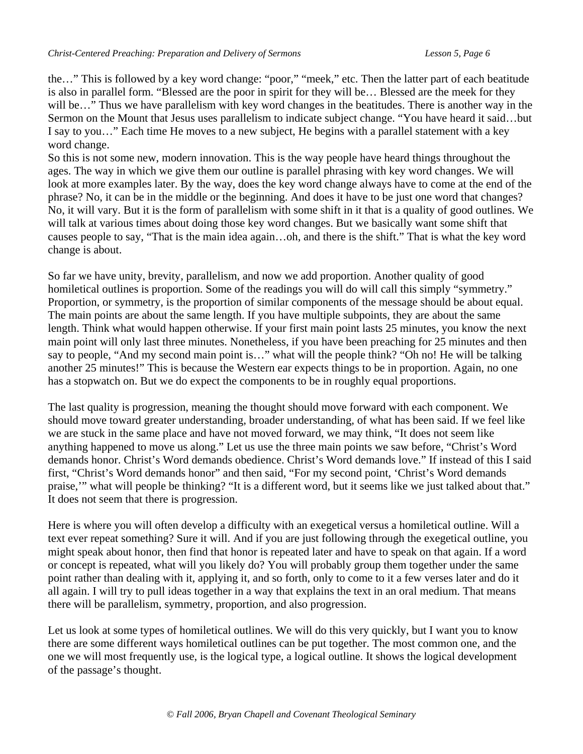the…" This is followed by a key word change: "poor," "meek," etc. Then the latter part of each beatitude is also in parallel form. "Blessed are the poor in spirit for they will be… Blessed are the meek for they will be…" Thus we have parallelism with key word changes in the beatitudes. There is another way in the Sermon on the Mount that Jesus uses parallelism to indicate subject change. "You have heard it said…but I say to you…" Each time He moves to a new subject, He begins with a parallel statement with a key word change.

So this is not some new, modern innovation. This is the way people have heard things throughout the ages. The way in which we give them our outline is parallel phrasing with key word changes. We will look at more examples later. By the way, does the key word change always have to come at the end of the phrase? No, it can be in the middle or the beginning. And does it have to be just one word that changes? No, it will vary. But it is the form of parallelism with some shift in it that is a quality of good outlines. We will talk at various times about doing those key word changes. But we basically want some shift that causes people to say, "That is the main idea again…oh, and there is the shift." That is what the key word change is about.

So far we have unity, brevity, parallelism, and now we add proportion. Another quality of good homiletical outlines is proportion. Some of the readings you will do will call this simply "symmetry." Proportion, or symmetry, is the proportion of similar components of the message should be about equal. The main points are about the same length. If you have multiple subpoints, they are about the same length. Think what would happen otherwise. If your first main point lasts 25 minutes, you know the next main point will only last three minutes. Nonetheless, if you have been preaching for 25 minutes and then say to people, "And my second main point is…" what will the people think? "Oh no! He will be talking another 25 minutes!" This is because the Western ear expects things to be in proportion. Again, no one has a stopwatch on. But we do expect the components to be in roughly equal proportions.

The last quality is progression, meaning the thought should move forward with each component. We should move toward greater understanding, broader understanding, of what has been said. If we feel like we are stuck in the same place and have not moved forward, we may think, "It does not seem like anything happened to move us along." Let us use the three main points we saw before, "Christ's Word demands honor. Christ's Word demands obedience. Christ's Word demands love." If instead of this I said first, "Christ's Word demands honor" and then said, "For my second point, 'Christ's Word demands praise,'" what will people be thinking? "It is a different word, but it seems like we just talked about that." It does not seem that there is progression.

Here is where you will often develop a difficulty with an exegetical versus a homiletical outline. Will a text ever repeat something? Sure it will. And if you are just following through the exegetical outline, you might speak about honor, then find that honor is repeated later and have to speak on that again. If a word or concept is repeated, what will you likely do? You will probably group them together under the same point rather than dealing with it, applying it, and so forth, only to come to it a few verses later and do it all again. I will try to pull ideas together in a way that explains the text in an oral medium. That means there will be parallelism, symmetry, proportion, and also progression.

Let us look at some types of homiletical outlines. We will do this very quickly, but I want you to know there are some different ways homiletical outlines can be put together. The most common one, and the one we will most frequently use, is the logical type, a logical outline. It shows the logical development of the passage's thought.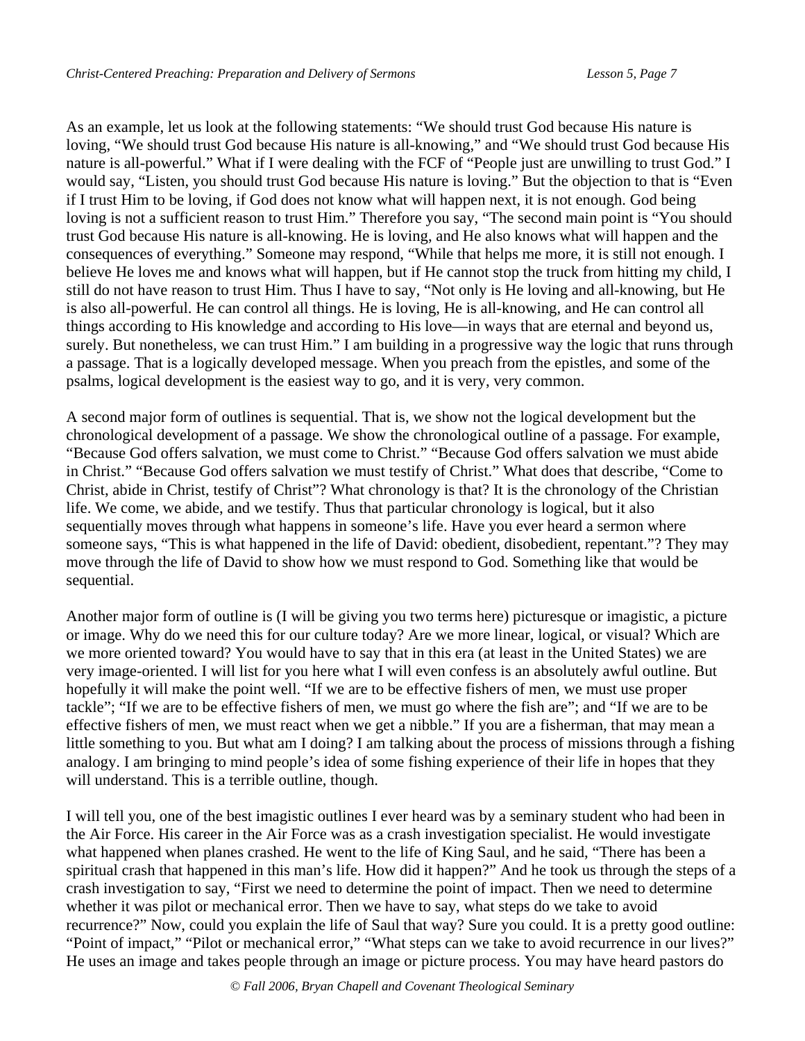As an example, let us look at the following statements: "We should trust God because His nature is loving, "We should trust God because His nature is all-knowing," and "We should trust God because His nature is all-powerful." What if I were dealing with the FCF of "People just are unwilling to trust God." I would say, "Listen, you should trust God because His nature is loving." But the objection to that is "Even if I trust Him to be loving, if God does not know what will happen next, it is not enough. God being loving is not a sufficient reason to trust Him." Therefore you say, "The second main point is "You should trust God because His nature is all-knowing. He is loving, and He also knows what will happen and the consequences of everything." Someone may respond, "While that helps me more, it is still not enough. I believe He loves me and knows what will happen, but if He cannot stop the truck from hitting my child, I still do not have reason to trust Him. Thus I have to say, "Not only is He loving and all-knowing, but He is also all-powerful. He can control all things. He is loving, He is all-knowing, and He can control all things according to His knowledge and according to His love—in ways that are eternal and beyond us, surely. But nonetheless, we can trust Him." I am building in a progressive way the logic that runs through a passage. That is a logically developed message. When you preach from the epistles, and some of the psalms, logical development is the easiest way to go, and it is very, very common.

A second major form of outlines is sequential. That is, we show not the logical development but the chronological development of a passage. We show the chronological outline of a passage. For example, "Because God offers salvation, we must come to Christ." "Because God offers salvation we must abide in Christ." "Because God offers salvation we must testify of Christ." What does that describe, "Come to Christ, abide in Christ, testify of Christ"? What chronology is that? It is the chronology of the Christian life. We come, we abide, and we testify. Thus that particular chronology is logical, but it also sequentially moves through what happens in someone's life. Have you ever heard a sermon where someone says, "This is what happened in the life of David: obedient, disobedient, repentant."? They may move through the life of David to show how we must respond to God. Something like that would be sequential.

Another major form of outline is (I will be giving you two terms here) picturesque or imagistic, a picture or image. Why do we need this for our culture today? Are we more linear, logical, or visual? Which are we more oriented toward? You would have to say that in this era (at least in the United States) we are very image-oriented. I will list for you here what I will even confess is an absolutely awful outline. But hopefully it will make the point well. "If we are to be effective fishers of men, we must use proper tackle"; "If we are to be effective fishers of men, we must go where the fish are"; and "If we are to be effective fishers of men, we must react when we get a nibble." If you are a fisherman, that may mean a little something to you. But what am I doing? I am talking about the process of missions through a fishing analogy. I am bringing to mind people's idea of some fishing experience of their life in hopes that they will understand. This is a terrible outline, though.

I will tell you, one of the best imagistic outlines I ever heard was by a seminary student who had been in the Air Force. His career in the Air Force was as a crash investigation specialist. He would investigate what happened when planes crashed. He went to the life of King Saul, and he said, "There has been a spiritual crash that happened in this man's life. How did it happen?" And he took us through the steps of a crash investigation to say, "First we need to determine the point of impact. Then we need to determine whether it was pilot or mechanical error. Then we have to say, what steps do we take to avoid recurrence?" Now, could you explain the life of Saul that way? Sure you could. It is a pretty good outline: "Point of impact," "Pilot or mechanical error," "What steps can we take to avoid recurrence in our lives?" He uses an image and takes people through an image or picture process. You may have heard pastors do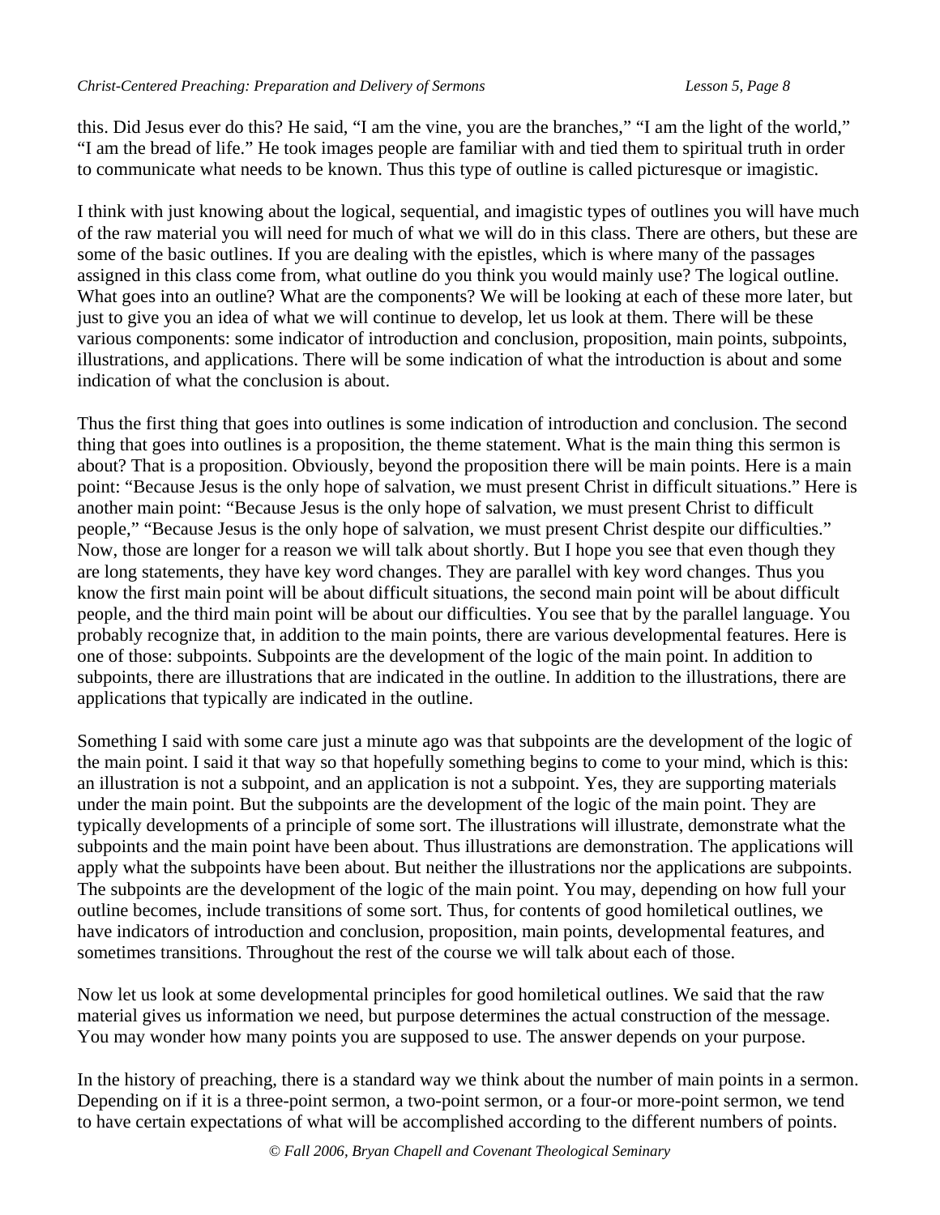this. Did Jesus ever do this? He said, "I am the vine, you are the branches," "I am the light of the world," "I am the bread of life." He took images people are familiar with and tied them to spiritual truth in order to communicate what needs to be known. Thus this type of outline is called picturesque or imagistic.

I think with just knowing about the logical, sequential, and imagistic types of outlines you will have much of the raw material you will need for much of what we will do in this class. There are others, but these are some of the basic outlines. If you are dealing with the epistles, which is where many of the passages assigned in this class come from, what outline do you think you would mainly use? The logical outline. What goes into an outline? What are the components? We will be looking at each of these more later, but just to give you an idea of what we will continue to develop, let us look at them. There will be these various components: some indicator of introduction and conclusion, proposition, main points, subpoints, illustrations, and applications. There will be some indication of what the introduction is about and some indication of what the conclusion is about.

Thus the first thing that goes into outlines is some indication of introduction and conclusion. The second thing that goes into outlines is a proposition, the theme statement. What is the main thing this sermon is about? That is a proposition. Obviously, beyond the proposition there will be main points. Here is a main point: "Because Jesus is the only hope of salvation, we must present Christ in difficult situations." Here is another main point: "Because Jesus is the only hope of salvation, we must present Christ to difficult people," "Because Jesus is the only hope of salvation, we must present Christ despite our difficulties." Now, those are longer for a reason we will talk about shortly. But I hope you see that even though they are long statements, they have key word changes. They are parallel with key word changes. Thus you know the first main point will be about difficult situations, the second main point will be about difficult people, and the third main point will be about our difficulties. You see that by the parallel language. You probably recognize that, in addition to the main points, there are various developmental features. Here is one of those: subpoints. Subpoints are the development of the logic of the main point. In addition to subpoints, there are illustrations that are indicated in the outline. In addition to the illustrations, there are applications that typically are indicated in the outline.

Something I said with some care just a minute ago was that subpoints are the development of the logic of the main point. I said it that way so that hopefully something begins to come to your mind, which is this: an illustration is not a subpoint, and an application is not a subpoint. Yes, they are supporting materials under the main point. But the subpoints are the development of the logic of the main point. They are typically developments of a principle of some sort. The illustrations will illustrate, demonstrate what the subpoints and the main point have been about. Thus illustrations are demonstration. The applications will apply what the subpoints have been about. But neither the illustrations nor the applications are subpoints. The subpoints are the development of the logic of the main point. You may, depending on how full your outline becomes, include transitions of some sort. Thus, for contents of good homiletical outlines, we have indicators of introduction and conclusion, proposition, main points, developmental features, and sometimes transitions. Throughout the rest of the course we will talk about each of those.

Now let us look at some developmental principles for good homiletical outlines. We said that the raw material gives us information we need, but purpose determines the actual construction of the message. You may wonder how many points you are supposed to use. The answer depends on your purpose.

In the history of preaching, there is a standard way we think about the number of main points in a sermon. Depending on if it is a three-point sermon, a two-point sermon, or a four-or more-point sermon, we tend to have certain expectations of what will be accomplished according to the different numbers of points.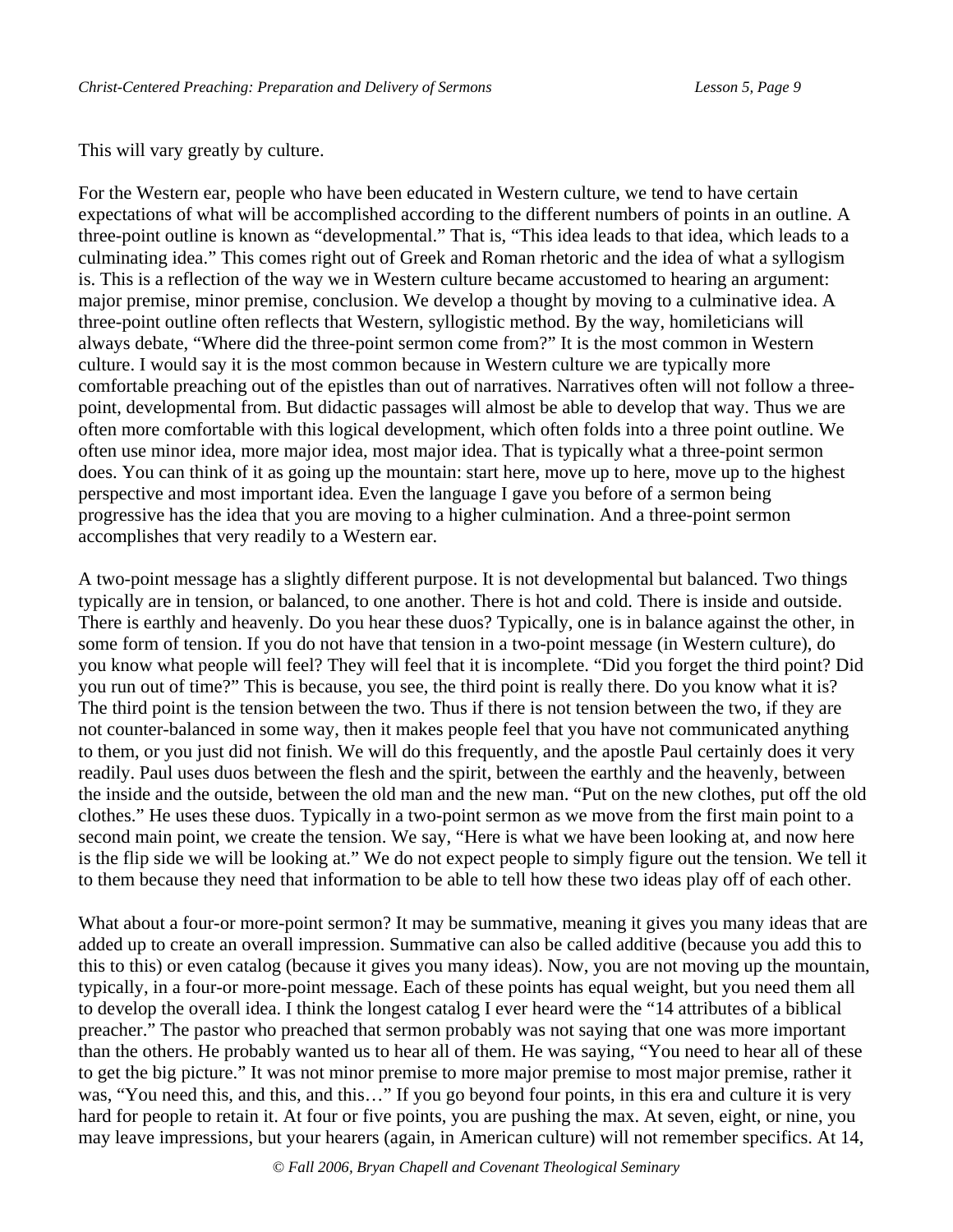This will vary greatly by culture.

For the Western ear, people who have been educated in Western culture, we tend to have certain expectations of what will be accomplished according to the different numbers of points in an outline. A three-point outline is known as "developmental." That is, "This idea leads to that idea, which leads to a culminating idea." This comes right out of Greek and Roman rhetoric and the idea of what a syllogism is. This is a reflection of the way we in Western culture became accustomed to hearing an argument: major premise, minor premise, conclusion. We develop a thought by moving to a culminative idea. A three-point outline often reflects that Western, syllogistic method. By the way, homileticians will always debate, "Where did the three-point sermon come from?" It is the most common in Western culture. I would say it is the most common because in Western culture we are typically more comfortable preaching out of the epistles than out of narratives. Narratives often will not follow a three-point, developmental from. But didactic passages will almost be able to develop that way. Thus we are often more comfortable with this logical development, which often folds into a three point outline. We often use minor idea, more major idea, most major idea. That is typically what a three-point sermon does. You can think of it as going up the mountain: start here, move up to here, move up to the highest perspective and most important idea. Even the language I gave you before of a sermon being progressive has the idea that you are moving to a higher culmination. And a three-point sermon accomplishes that very readily to a Western ear.

A two-point message has a slightly different purpose. It is not developmental but balanced. Two things typically are in tension, or balanced, to one another. There is hot and cold. There is inside and outside. There is earthly and heavenly. Do you hear these duos? Typically, one is in balance against the other, in some form of tension. If you do not have that tension in a two-point message (in Western culture), do you know what people will feel? They will feel that it is incomplete. "Did you forget the third point? Did you run out of time?" This is because, you see, the third point is really there. Do you know what it is? The third point is the tension between the two. Thus if there is not tension between the two, if they are not counter-balanced in some way, then it makes people feel that you have not communicated anything to them, or you just did not finish. We will do this frequently, and the apostle Paul certainly does it very readily. Paul uses duos between the flesh and the spirit, between the earthly and the heavenly, between the inside and the outside, between the old man and the new man. "Put on the new clothes, put off the old clothes." He uses these duos. Typically in a two-point sermon as we move from the first main point to a second main point, we create the tension. We say, "Here is what we have been looking at, and now here is the flip side we will be looking at." We do not expect people to simply figure out the tension. We tell it to them because they need that information to be able to tell how these two ideas play off of each other.

What about a four-or more-point sermon? It may be summative, meaning it gives you many ideas that are added up to create an overall impression. Summative can also be called additive (because you add this to this to this) or even catalog (because it gives you many ideas). Now, you are not moving up the mountain, typically, in a four-or more-point message. Each of these points has equal weight, but you need them all to develop the overall idea. I think the longest catalog I ever heard were the "14 attributes of a biblical preacher." The pastor who preached that sermon probably was not saying that one was more important than the others. He probably wanted us to hear all of them. He was saying, "You need to hear all of these to get the big picture." It was not minor premise to more major premise to most major premise, rather it was, "You need this, and this, and this…" If you go beyond four points, in this era and culture it is very hard for people to retain it. At four or five points, you are pushing the max. At seven, eight, or nine, you may leave impressions, but your hearers (again, in American culture) will not remember specifics. At 14,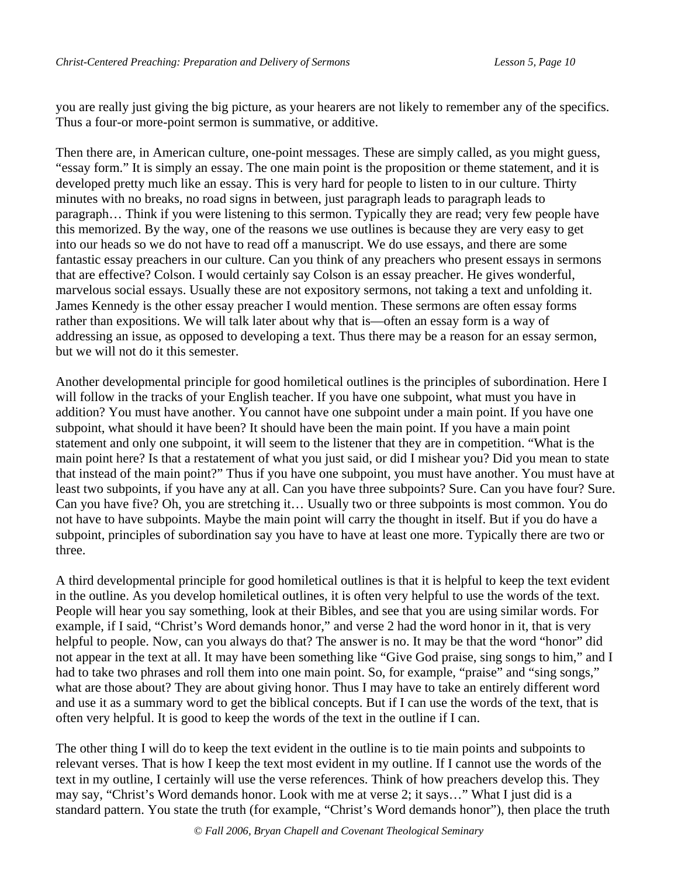you are really just giving the big picture, as your hearers are not likely to remember any of the specifics. Thus a four-or more-point sermon is summative, or additive.

Then there are, in American culture, one-point messages. These are simply called, as you might guess, "essay form." It is simply an essay. The one main point is the proposition or theme statement, and it is developed pretty much like an essay. This is very hard for people to listen to in our culture. Thirty minutes with no breaks, no road signs in between, just paragraph leads to paragraph leads to paragraph… Think if you were listening to this sermon. Typically they are read; very few people have this memorized. By the way, one of the reasons we use outlines is because they are very easy to get into our heads so we do not have to read off a manuscript. We do use essays, and there are some fantastic essay preachers in our culture. Can you think of any preachers who present essays in sermons that are effective? Colson. I would certainly say Colson is an essay preacher. He gives wonderful, marvelous social essays. Usually these are not expository sermons, not taking a text and unfolding it. James Kennedy is the other essay preacher I would mention. These sermons are often essay forms rather than expositions. We will talk later about why that is—often an essay form is a way of addressing an issue, as opposed to developing a text. Thus there may be a reason for an essay sermon, but we will not do it this semester.

Another developmental principle for good homiletical outlines is the principles of subordination. Here I will follow in the tracks of your English teacher. If you have one subpoint, what must you have in addition? You must have another. You cannot have one subpoint under a main point. If you have one subpoint, what should it have been? It should have been the main point. If you have a main point statement and only one subpoint, it will seem to the listener that they are in competition. "What is the main point here? Is that a restatement of what you just said, or did I mishear you? Did you mean to state that instead of the main point?" Thus if you have one subpoint, you must have another. You must have at least two subpoints, if you have any at all. Can you have three subpoints? Sure. Can you have four? Sure. Can you have five? Oh, you are stretching it… Usually two or three subpoints is most common. You do not have to have subpoints. Maybe the main point will carry the thought in itself. But if you do have a subpoint, principles of subordination say you have to have at least one more. Typically there are two or three.

A third developmental principle for good homiletical outlines is that it is helpful to keep the text evident in the outline. As you develop homiletical outlines, it is often very helpful to use the words of the text. People will hear you say something, look at their Bibles, and see that you are using similar words. For example, if I said, "Christ's Word demands honor," and verse 2 had the word honor in it, that is very helpful to people. Now, can you always do that? The answer is no. It may be that the word "honor" did not appear in the text at all. It may have been something like "Give God praise, sing songs to him," and I had to take two phrases and roll them into one main point. So, for example, "praise" and "sing songs," what are those about? They are about giving honor. Thus I may have to take an entirely different word and use it as a summary word to get the biblical concepts. But if I can use the words of the text, that is often very helpful. It is good to keep the words of the text in the outline if I can.

The other thing I will do to keep the text evident in the outline is to tie main points and subpoints to relevant verses. That is how I keep the text most evident in my outline. If I cannot use the words of the text in my outline, I certainly will use the verse references. Think of how preachers develop this. They may say, "Christ's Word demands honor. Look with me at verse 2; it says…" What I just did is a standard pattern. You state the truth (for example, "Christ's Word demands honor"), then place the truth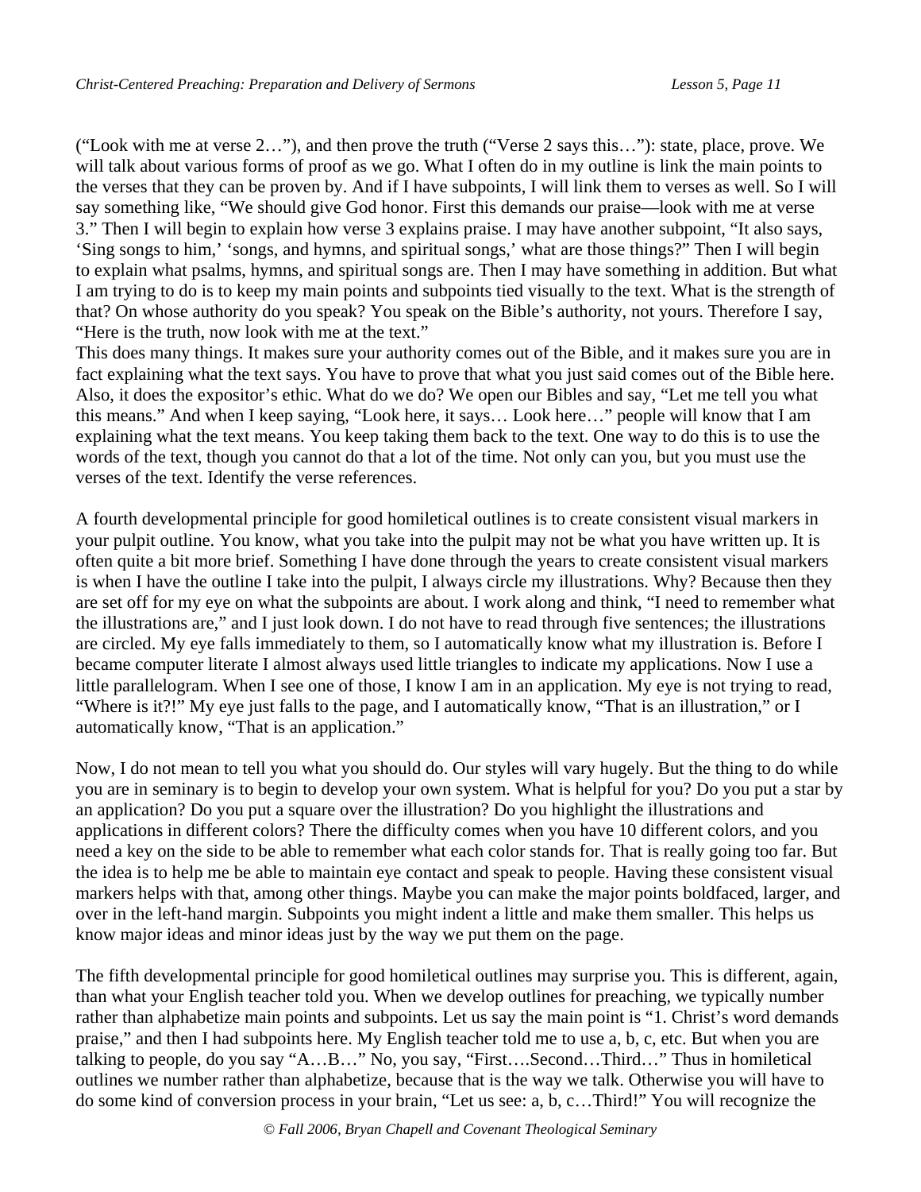("Look with me at verse 2…"), and then prove the truth ("Verse 2 says this…"): state, place, prove. We will talk about various forms of proof as we go. What I often do in my outline is link the main points to the verses that they can be proven by. And if I have subpoints, I will link them to verses as well. So I will say something like, "We should give God honor. First this demands our praise—look with me at verse 3." Then I will begin to explain how verse 3 explains praise. I may have another subpoint, "It also says, 'Sing songs to him,' 'songs, and hymns, and spiritual songs,' what are those things?" Then I will begin to explain what psalms, hymns, and spiritual songs are. Then I may have something in addition. But what I am trying to do is to keep my main points and subpoints tied visually to the text. What is the strength of that? On whose authority do you speak? You speak on the Bible's authority, not yours. Therefore I say, "Here is the truth, now look with me at the text."

This does many things. It makes sure your authority comes out of the Bible, and it makes sure you are in fact explaining what the text says. You have to prove that what you just said comes out of the Bible here. Also, it does the expositor's ethic. What do we do? We open our Bibles and say, "Let me tell you what this means." And when I keep saying, "Look here, it says… Look here…" people will know that I am explaining what the text means. You keep taking them back to the text. One way to do this is to use the words of the text, though you cannot do that a lot of the time. Not only can you, but you must use the verses of the text. Identify the verse references.

A fourth developmental principle for good homiletical outlines is to create consistent visual markers in your pulpit outline. You know, what you take into the pulpit may not be what you have written up. It is often quite a bit more brief. Something I have done through the years to create consistent visual markers is when I have the outline I take into the pulpit, I always circle my illustrations. Why? Because then they are set off for my eye on what the subpoints are about. I work along and think, "I need to remember what the illustrations are," and I just look down. I do not have to read through five sentences; the illustrations are circled. My eye falls immediately to them, so I automatically know what my illustration is. Before I became computer literate I almost always used little triangles to indicate my applications. Now I use a little parallelogram. When I see one of those, I know I am in an application. My eye is not trying to read, "Where is it?!" My eye just falls to the page, and I automatically know, "That is an illustration," or I automatically know, "That is an application."

Now, I do not mean to tell you what you should do. Our styles will vary hugely. But the thing to do while you are in seminary is to begin to develop your own system. What is helpful for you? Do you put a star by an application? Do you put a square over the illustration? Do you highlight the illustrations and applications in different colors? There the difficulty comes when you have 10 different colors, and you need a key on the side to be able to remember what each color stands for. That is really going too far. But the idea is to help me be able to maintain eye contact and speak to people. Having these consistent visual markers helps with that, among other things. Maybe you can make the major points boldfaced, larger, and over in the left-hand margin. Subpoints you might indent a little and make them smaller. This helps us know major ideas and minor ideas just by the way we put them on the page.

The fifth developmental principle for good homiletical outlines may surprise you. This is different, again, than what your English teacher told you. When we develop outlines for preaching, we typically number rather than alphabetize main points and subpoints. Let us say the main point is "1. Christ's word demands praise," and then I had subpoints here. My English teacher told me to use a, b, c, etc. But when you are talking to people, do you say "A…B…" No, you say, "First….Second…Third…" Thus in homiletical outlines we number rather than alphabetize, because that is the way we talk. Otherwise you will have to do some kind of conversion process in your brain, "Let us see: a, b, c…Third!" You will recognize the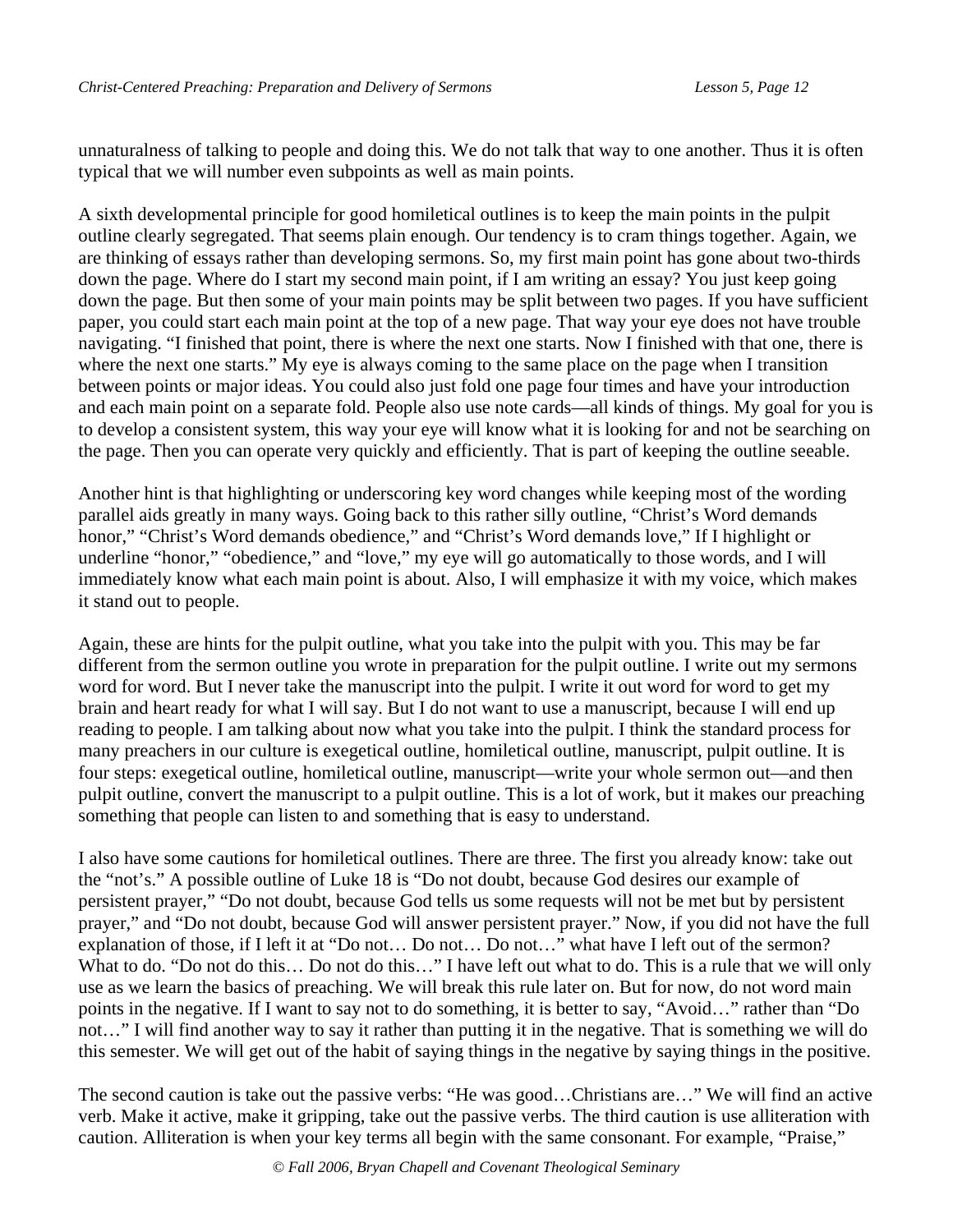unnaturalness of talking to people and doing this. We do not talk that way to one another. Thus it is often typical that we will number even subpoints as well as main points.

A sixth developmental principle for good homiletical outlines is to keep the main points in the pulpit outline clearly segregated. That seems plain enough. Our tendency is to cram things together. Again, we are thinking of essays rather than developing sermons. So, my first main point has gone about two-thirds down the page. Where do I start my second main point, if I am writing an essay? You just keep going down the page. But then some of your main points may be split between two pages. If you have sufficient paper, you could start each main point at the top of a new page. That way your eye does not have trouble navigating. "I finished that point, there is where the next one starts. Now I finished with that one, there is where the next one starts." My eye is always coming to the same place on the page when I transition between points or major ideas. You could also just fold one page four times and have your introduction and each main point on a separate fold. People also use note cards—all kinds of things. My goal for you is to develop a consistent system, this way your eye will know what it is looking for and not be searching on the page. Then you can operate very quickly and efficiently. That is part of keeping the outline seeable.

Another hint is that highlighting or underscoring key word changes while keeping most of the wording parallel aids greatly in many ways. Going back to this rather silly outline, "Christ's Word demands honor," "Christ's Word demands obedience," and "Christ's Word demands love," If I highlight or underline "honor," "obedience," and "love," my eye will go automatically to those words, and I will immediately know what each main point is about. Also, I will emphasize it with my voice, which makes it stand out to people.

Again, these are hints for the pulpit outline, what you take into the pulpit with you. This may be far different from the sermon outline you wrote in preparation for the pulpit outline. I write out my sermons word for word. But I never take the manuscript into the pulpit. I write it out word for word to get my brain and heart ready for what I will say. But I do not want to use a manuscript, because I will end up reading to people. I am talking about now what you take into the pulpit. I think the standard process for many preachers in our culture is exegetical outline, homiletical outline, manuscript, pulpit outline. It is four steps: exegetical outline, homiletical outline, manuscript—write your whole sermon out—and then pulpit outline, convert the manuscript to a pulpit outline. This is a lot of work, but it makes our preaching something that people can listen to and something that is easy to understand.

I also have some cautions for homiletical outlines. There are three. The first you already know: take out the "not's." A possible outline of Luke 18 is "Do not doubt, because God desires our example of persistent prayer," "Do not doubt, because God tells us some requests will not be met but by persistent prayer," and "Do not doubt, because God will answer persistent prayer." Now, if you did not have the full explanation of those, if I left it at "Do not… Do not… Do not…" what have I left out of the sermon? What to do. "Do not do this… Do not do this…" I have left out what to do. This is a rule that we will only use as we learn the basics of preaching. We will break this rule later on. But for now, do not word main points in the negative. If I want to say not to do something, it is better to say, "Avoid…" rather than "Do not…" I will find another way to say it rather than putting it in the negative. That is something we will do this semester. We will get out of the habit of saying things in the negative by saying things in the positive.

The second caution is take out the passive verbs: "He was good…Christians are…" We will find an active verb. Make it active, make it gripping, take out the passive verbs. The third caution is use alliteration with caution. Alliteration is when your key terms all begin with the same consonant. For example, "Praise,"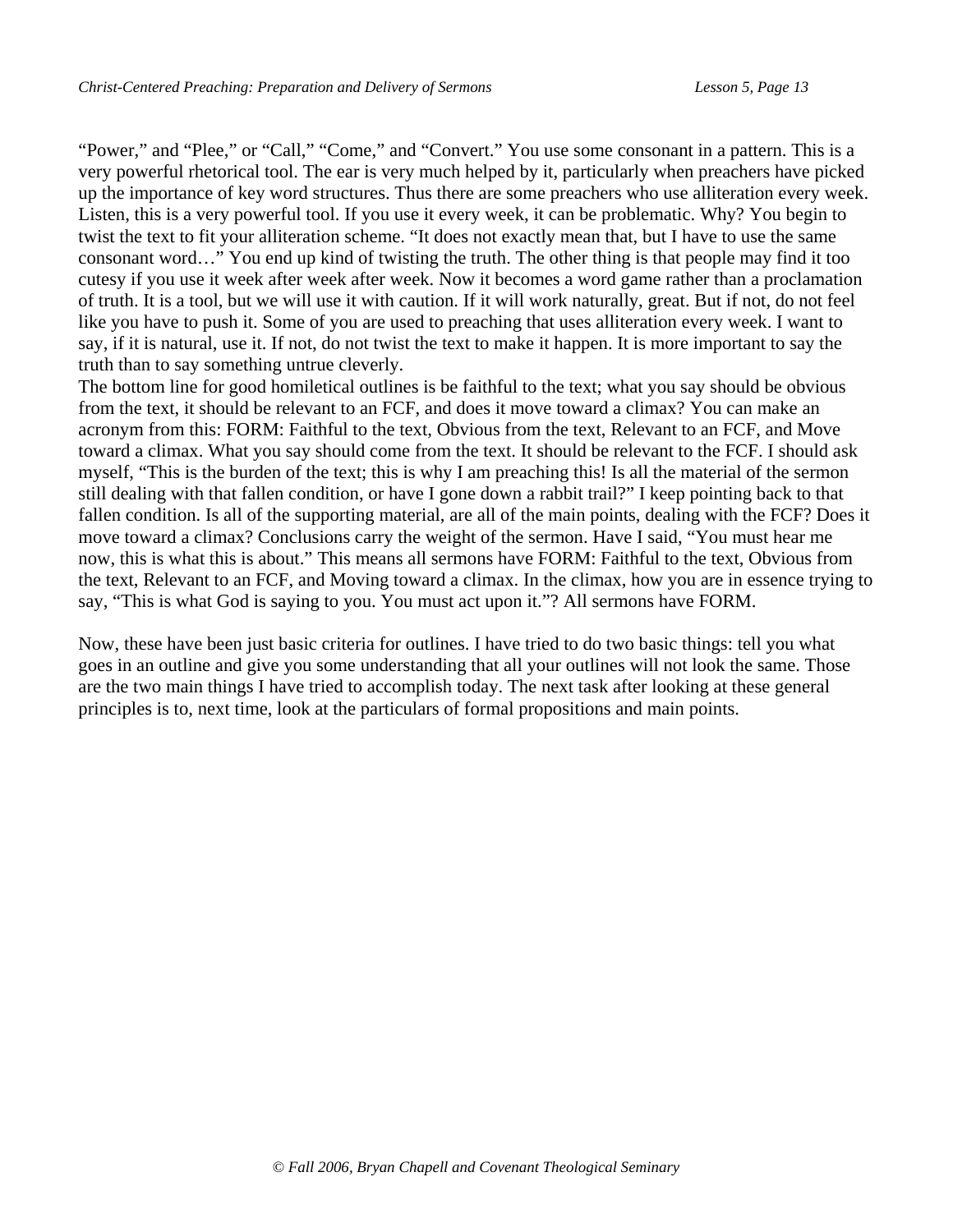"Power," and "Plee," or "Call," "Come," and "Convert." You use some consonant in a pattern. This is a very powerful rhetorical tool. The ear is very much helped by it, particularly when preachers have picked up the importance of key word structures. Thus there are some preachers who use alliteration every week. Listen, this is a very powerful tool. If you use it every week, it can be problematic. Why? You begin to twist the text to fit your alliteration scheme. "It does not exactly mean that, but I have to use the same consonant word…" You end up kind of twisting the truth. The other thing is that people may find it too cutesy if you use it week after week after week. Now it becomes a word game rather than a proclamation of truth. It is a tool, but we will use it with caution. If it will work naturally, great. But if not, do not feel like you have to push it. Some of you are used to preaching that uses alliteration every week. I want to say, if it is natural, use it. If not, do not twist the text to make it happen. It is more important to say the truth than to say something untrue cleverly.
The bottom line for good homiletical outlines is be faithful to the text; what you say should be obvious from the text, it should be relevant to an FCF, and does it move toward a climax? You can make an acronym from this: FORM: Faithful to the text, Obvious from the text, Relevant to an FCF, and Move toward a climax. What you say should come from the text. It should be relevant to the FCF. I should ask myself, "This is the burden of the text; this is why I am preaching this! Is all the material of the sermon still dealing with that fallen condition, or have I gone down a rabbit trail?" I keep pointing back to that fallen condition. Is all of the supporting material, are all of the main points, dealing with the FCF? Does it move toward a climax? Conclusions carry the weight of the sermon. Have I said, "You must hear me now, this is what this is about." This means all sermons have FORM: Faithful to the text, Obvious from the text, Relevant to an FCF, and Moving toward a climax. In the climax, how you are in essence trying to say, "This is what God is saying to you. You must act upon it."? All sermons have FORM.

Now, these have been just basic criteria for outlines. I have tried to do two basic things: tell you what goes in an outline and give you some understanding that all your outlines will not look the same. Those are the two main things I have tried to accomplish today. The next task after looking at these general principles is to, next time, look at the particulars of formal propositions and main points.